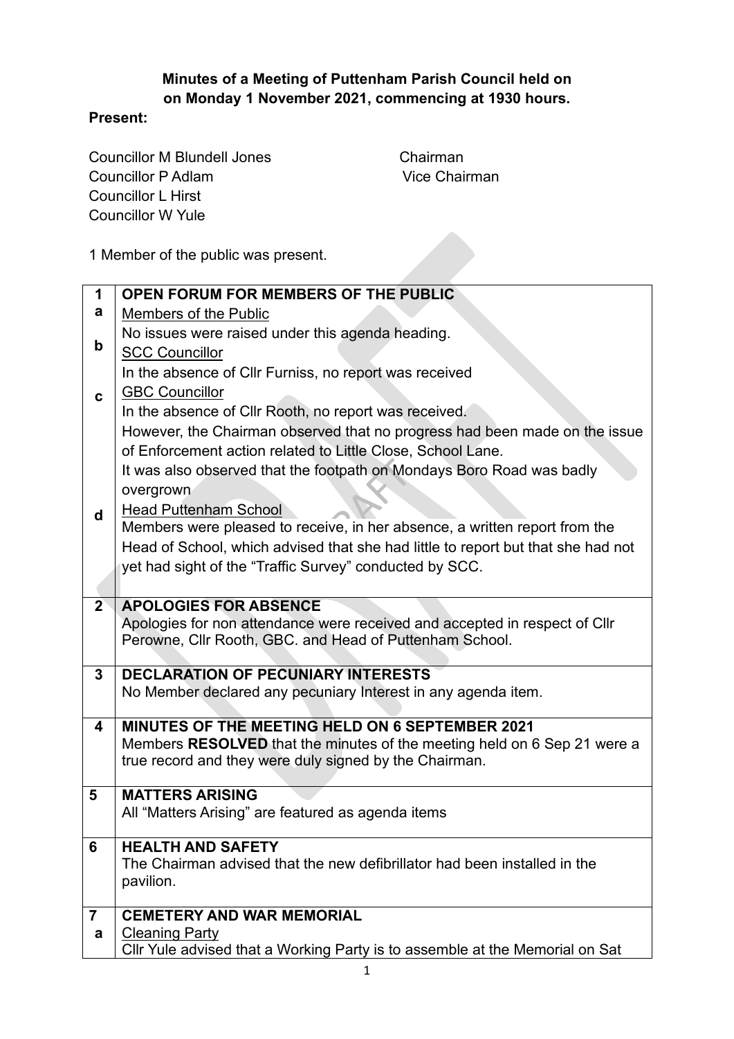**Minutes of a Meeting of Puttenham Parish Council held on on Monday 1 November 2021, commencing at 1930 hours.**

**Present:**

| | |
|---|---|
| Councillor M Blundell Jones | Chairman |
| Councillor P Adlam | Vice Chairman |
| Councillor L Hirst | |
| Councillor W Yule | |

1 Member of the public was present.

| | |
|---|---|
| **1** | **OPEN FORUM FOR MEMBERS OF THE PUBLIC** |
| **a** | Members of the Public<br>No issues were raised under this agenda heading. |
| **b** | SCC Councillor<br>In the absence of Cllr Furniss, no report was received |
| **c** | GBC Councillor<br>In the absence of Cllr Rooth, no report was received.<br>However, the Chairman observed that no progress had been made on the issue of Enforcement action related to Little Close, School Lane.<br>It was also observed that the footpath on Mondays Boro Road was badly overgrown |
| **d** | Head Puttenham School<br>Members were pleased to receive, in her absence, a written report from the Head of School, which advised that she had little to report but that she had not yet had sight of the "Traffic Survey" conducted by SCC. |
| **2** | **APOLOGIES FOR ABSENCE**<br>Apologies for non attendance were received and accepted in respect of Cllr Perowne, Cllr Rooth, GBC. and Head of Puttenham School. |
| **3** | **DECLARATION OF PECUNIARY INTERESTS**<br>No Member declared any pecuniary Interest in any agenda item. |
| **4** | **MINUTES OF THE MEETING HELD ON 6 SEPTEMBER 2021**<br>Members **RESOLVED** that the minutes of the meeting held on 6 Sep 21 were a true record and they were duly signed by the Chairman. |
| **5** | **MATTERS ARISING**<br>All "Matters Arising" are featured as agenda items |
| **6** | **HEALTH AND SAFETY**<br>The Chairman advised that the new defibrillator had been installed in the pavilion. |
| **7** | **CEMETERY AND WAR MEMORIAL** |
| **a** | Cleaning Party<br>Cllr Yule advised that a Working Party is to assemble at the Memorial on Sat |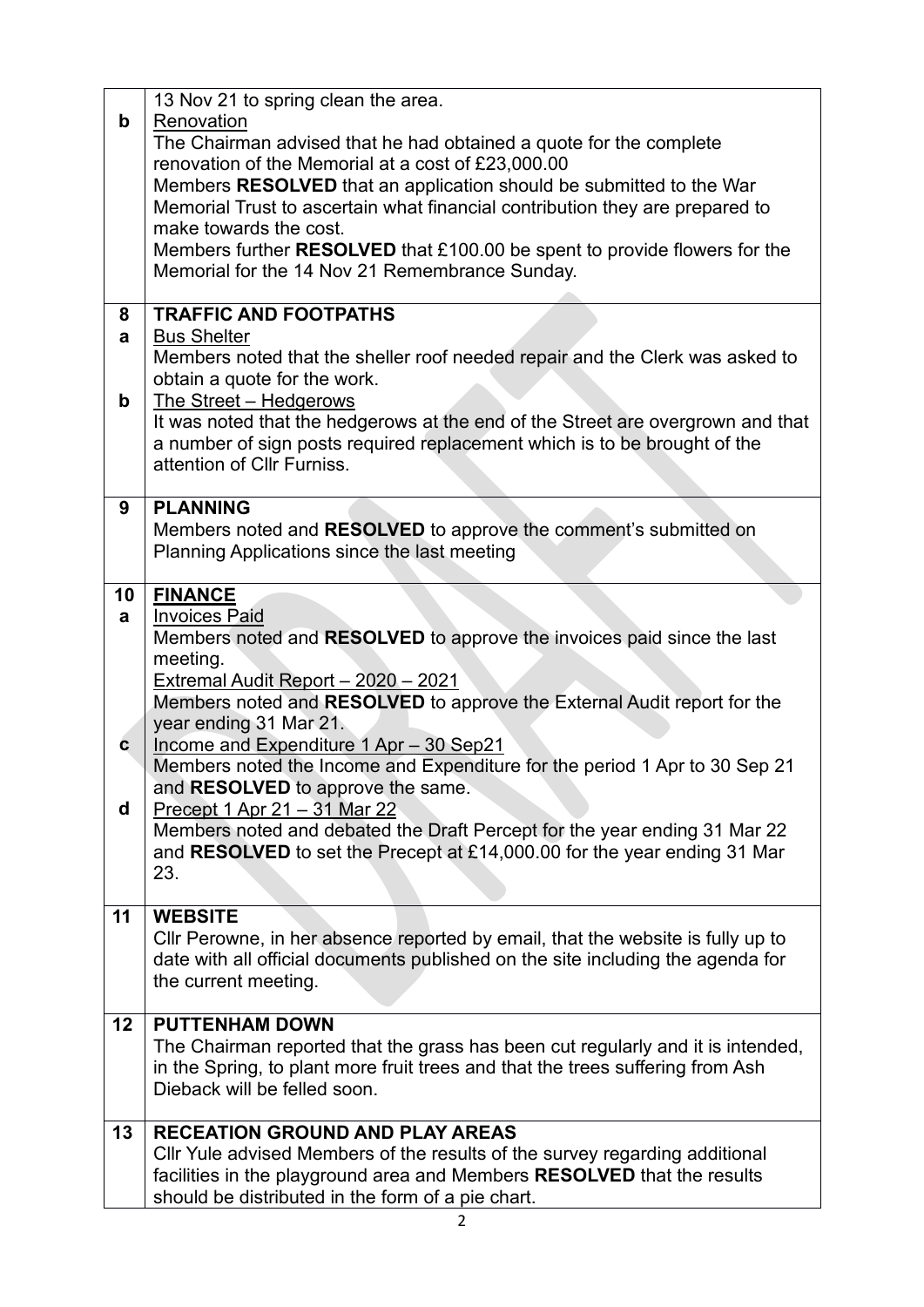|   |   |
|---|---|
| **b** | 13 Nov 21 to spring clean the area.<br>Renovation<br>The Chairman advised that he had obtained a quote for the complete renovation of the Memorial at a cost of £23,000.00<br>Members **RESOLVED** that an application should be submitted to the War Memorial Trust to ascertain what financial contribution they are prepared to make towards the cost.<br>Members further **RESOLVED** that £100.00 be spent to provide flowers for the Memorial for the 14 Nov 21 Remembrance Sunday. |
| **8**<br>**a**<br><br><br>**b** | **TRAFFIC AND FOOTPATHS**<br>Bus Shelter<br>Members noted that the sheller roof needed repair and the Clerk was asked to obtain a quote for the work.<br>The Street – Hedgerows<br>It was noted that the hedgerows at the end of the Street are overgrown and that a number of sign posts required replacement which is to be brought of the attention of Cllr Furniss. |
| **9** | **PLANNING**<br>Members noted and **RESOLVED** to approve the comment's submitted on Planning Applications since the last meeting |
| **10**<br>**a**<br><br><br><br><br><br>**c**<br><br><br>**d** | **FINANCE**<br>Invoices Paid<br>Members noted and **RESOLVED** to approve the invoices paid since the last meeting.<br>Extremal Audit Report – 2020 – 2021<br>Members noted and **RESOLVED** to approve the External Audit report for the year ending 31 Mar 21.<br>Income and Expenditure 1 Apr – 30 Sep21<br>Members noted the Income and Expenditure for the period 1 Apr to 30 Sep 21 and **RESOLVED** to approve the same.<br>Precept 1 Apr 21 – 31 Mar 22<br>Members noted and debated the Draft Percept for the year ending 31 Mar 22 and **RESOLVED** to set the Precept at £14,000.00 for the year ending 31 Mar 23. |
| **11** | **WEBSITE**<br>Cllr Perowne, in her absence reported by email, that the website is fully up to date with all official documents published on the site including the agenda for the current meeting. |
| **12** | **PUTTENHAM DOWN**<br>The Chairman reported that the grass has been cut regularly and it is intended, in the Spring, to plant more fruit trees and that the trees suffering from Ash Dieback will be felled soon. |
| **13** | **RECEATION GROUND AND PLAY AREAS**<br>Cllr Yule advised Members of the results of the survey regarding additional facilities in the playground area and Members **RESOLVED** that the results should be distributed in the form of a pie chart. |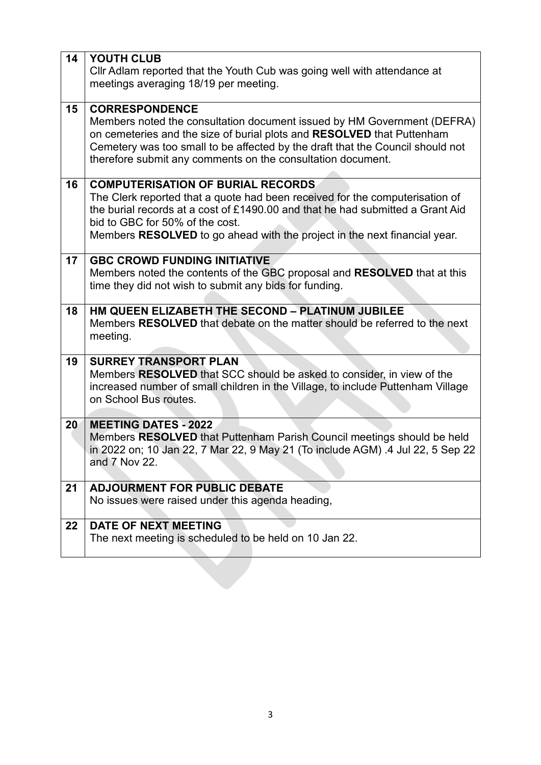| | |
|---|---|
| 14 | **YOUTH CLUB**<br>Cllr Adlam reported that the Youth Cub was going well with attendance at meetings averaging 18/19 per meeting. |
| 15 | **CORRESPONDENCE**<br>Members noted the consultation document issued by HM Government (DEFRA) on cemeteries and the size of burial plots and **RESOLVED** that Puttenham Cemetery was too small to be affected by the draft that the Council should not therefore submit any comments on the consultation document. |
| 16 | **COMPUTERISATION OF BURIAL RECORDS**<br>The Clerk reported that a quote had been received for the computerisation of the burial records at a cost of £1490.00 and that he had submitted a Grant Aid bid to GBC for 50% of the cost.<br>Members **RESOLVED** to go ahead with the project in the next financial year. |
| 17 | **GBC CROWD FUNDING INITIATIVE**<br>Members noted the contents of the GBC proposal and **RESOLVED** that at this time they did not wish to submit any bids for funding. |
| 18 | **HM QUEEN ELIZABETH THE SECOND – PLATINUM JUBILEE**<br>Members **RESOLVED** that debate on the matter should be referred to the next meeting. |
| 19 | **SURREY TRANSPORT PLAN**<br>Members **RESOLVED** that SCC should be asked to consider, in view of the increased number of small children in the Village, to include Puttenham Village on School Bus routes. |
| 20 | **MEETING DATES - 2022**<br>Members **RESOLVED** that Puttenham Parish Council meetings should be held in 2022 on; 10 Jan 22, 7 Mar 22, 9 May 21 (To include AGM) .4 Jul 22, 5 Sep 22 and 7 Nov 22. |
| 21 | **ADJOURMENT FOR PUBLIC DEBATE**<br>No issues were raised under this agenda heading, |
| 22 | **DATE OF NEXT MEETING**<br>The next meeting is scheduled to be held on 10 Jan 22. |